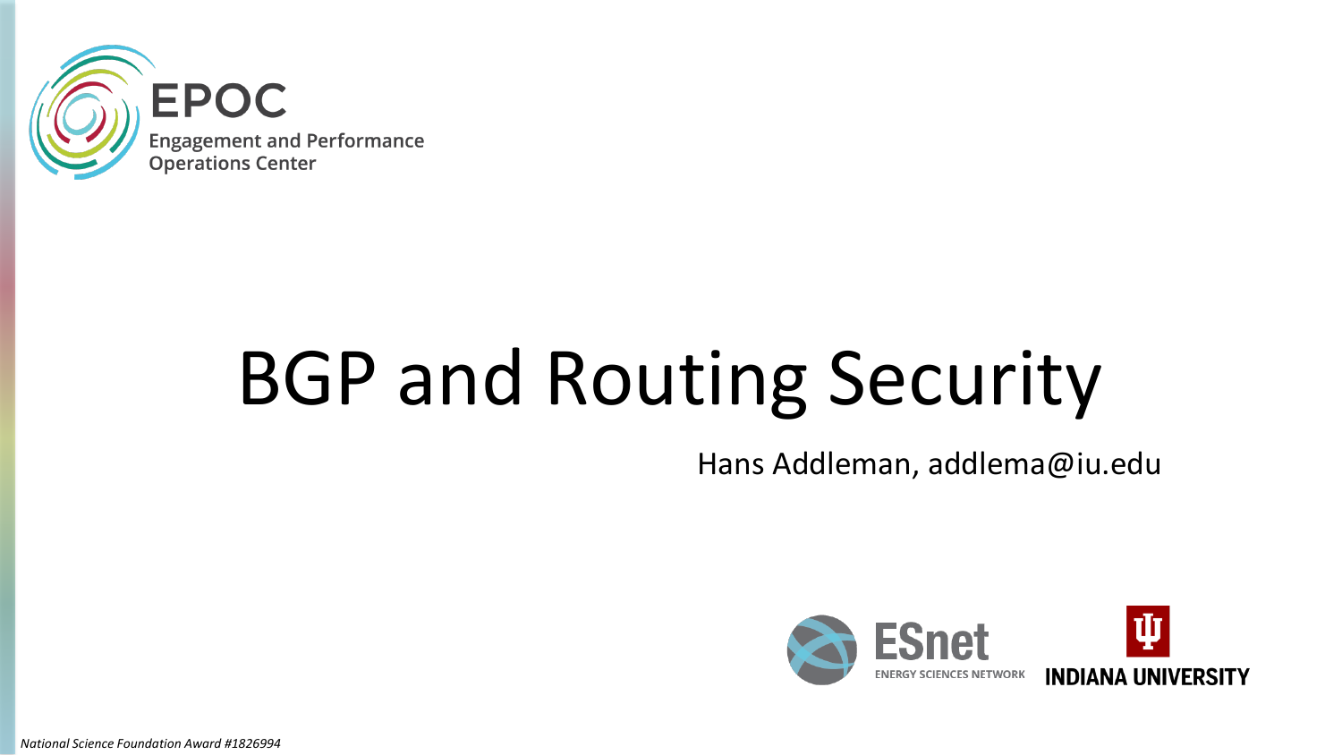EPOC

Engagement and Performance Operations Center

# BGP and Routing Security

Hans Addleman, addlema@iu.edu

ESnet ENERGY SCIENCES NETWORK

INDIANA UNIVERSITY

*National Science Foundation Award #1826994*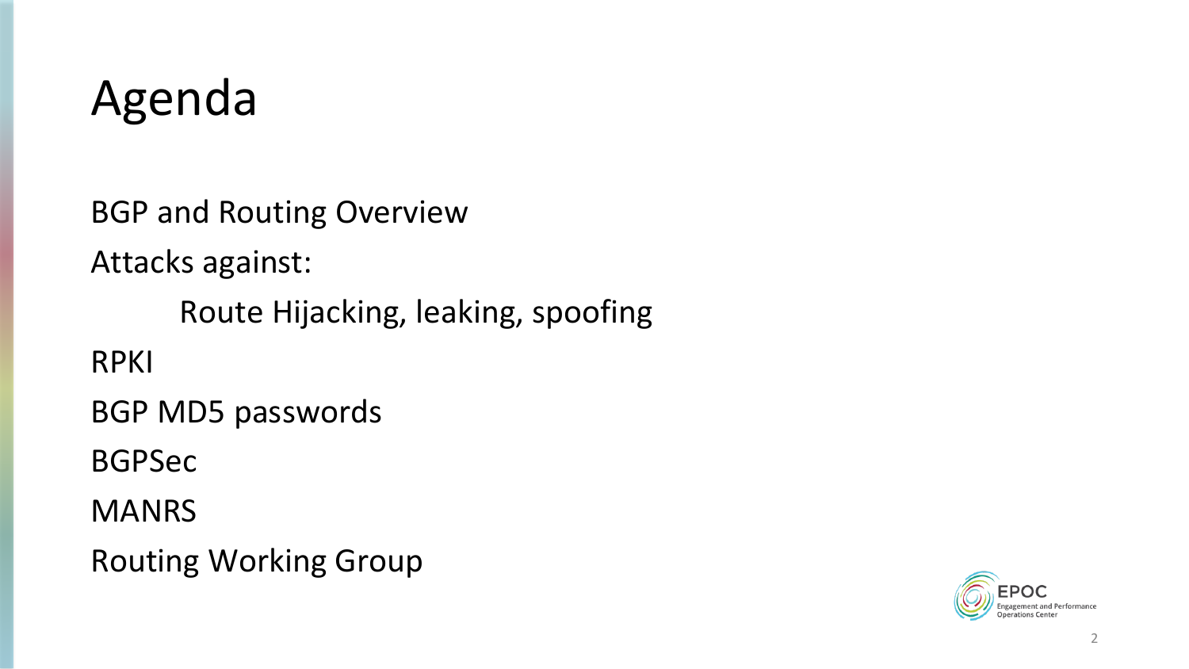# Agenda

BGP and Routing Overview

Attacks against:

- Route Hijacking, leaking, spoofing

RPKI

BGP MD5 passwords

BGPSec

MANRS

Routing Working Group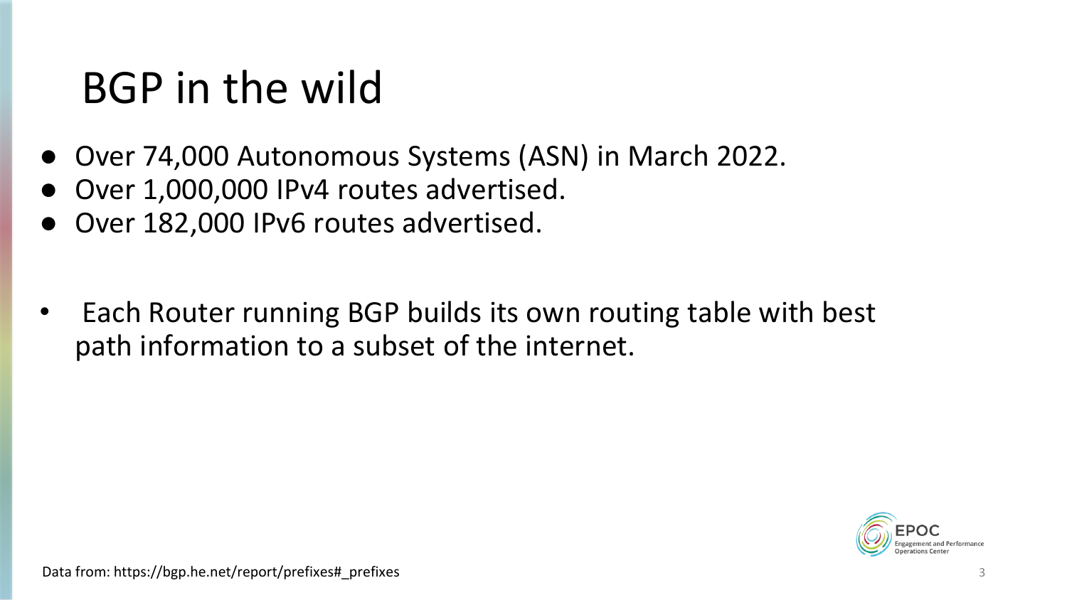# BGP in the wild

- Over 74,000 Autonomous Systems (ASN) in March 2022.
- Over 1,000,000 IPv4 routes advertised.
- Over 182,000 IPv6 routes advertised.

- Each Router running BGP builds its own routing table with best path information to a subset of the internet.

Data from: https://bgp.he.net/report/prefixes#_prefixes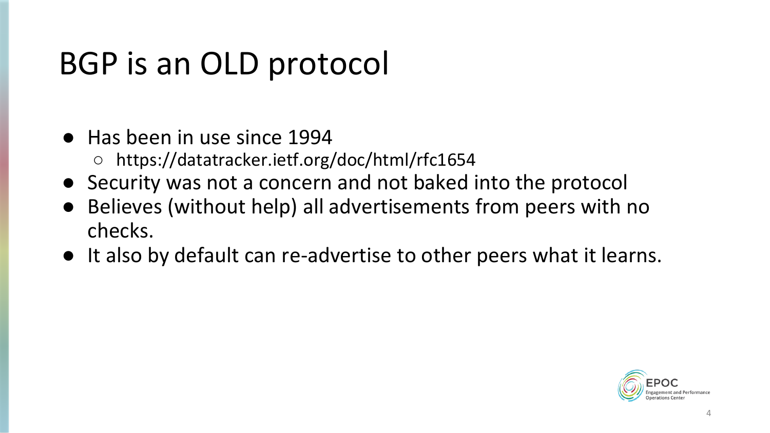# BGP is an OLD protocol

- Has been in use since 1994
  - https://datatracker.ietf.org/doc/html/rfc1654
- Security was not a concern and not baked into the protocol
- Believes (without help) all advertisements from peers with no checks.
- It also by default can re-advertise to other peers what it learns.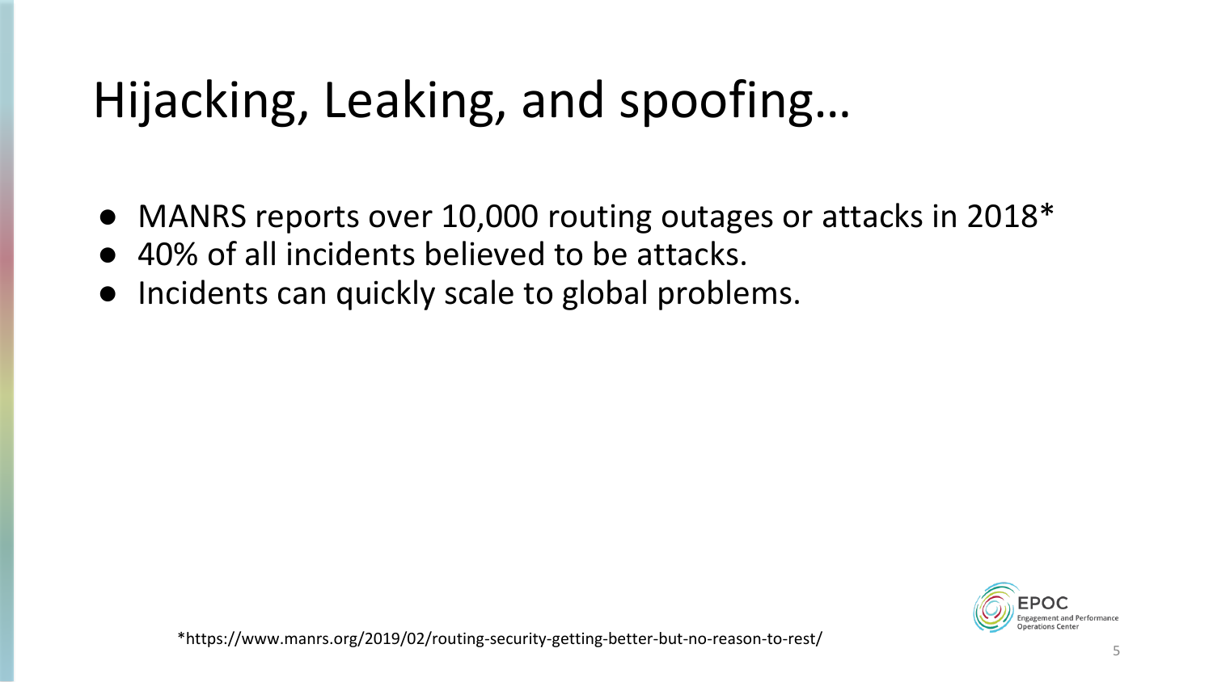# Hijacking, Leaking, and spoofing…

- MANRS reports over 10,000 routing outages or attacks in 2018*
- 40% of all incidents believed to be attacks.
- Incidents can quickly scale to global problems.

*https://www.manrs.org/2019/02/routing-security-getting-better-but-no-reason-to-rest/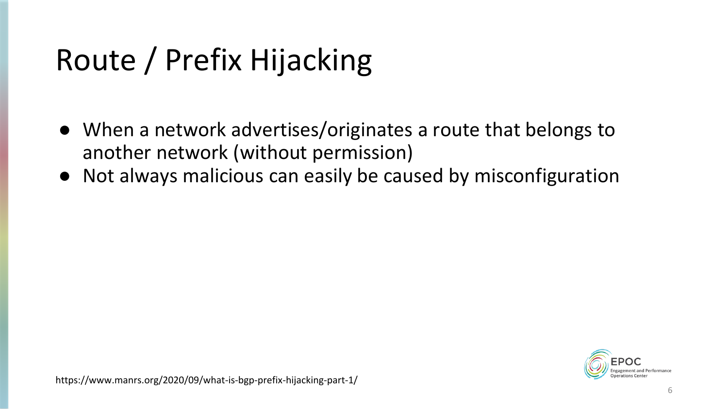# Route / Prefix Hijacking

- When a network advertises/originates a route that belongs to another network (without permission)
- Not always malicious can easily be caused by misconfiguration

https://www.manrs.org/2020/09/what-is-bgp-prefix-hijacking-part-1/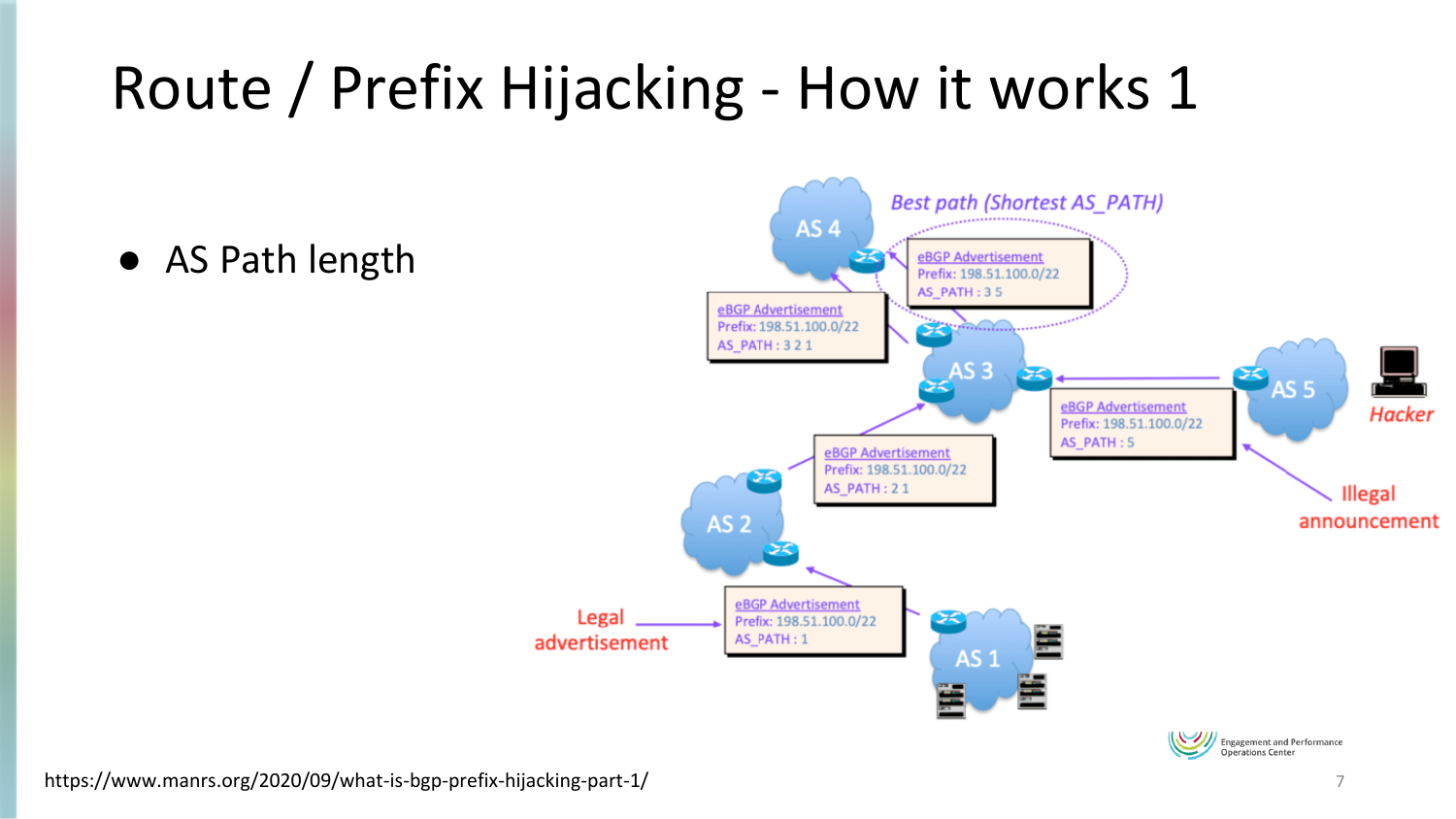# Route / Prefix Hijacking - How it works 1

- AS Path length

*Best path (Shortest AS_PATH)*

eBGP Advertisement
Prefix: 198.51.100.0/22
AS_PATH : 3 5

eBGP Advertisement
Prefix: 198.51.100.0/22
AS_PATH : 3 2 1

eBGP Advertisement
Prefix: 198.51.100.0/22
AS_PATH : 5

eBGP Advertisement
Prefix: 198.51.100.0/22
AS_PATH : 2 1

eBGP Advertisement
Prefix: 198.51.100.0/22
AS_PATH : 1

AS 4, AS 3, AS 5, AS 2, AS 1

Hacker

Illegal announcement

Legal advertisement

https://www.manrs.org/2020/09/what-is-bgp-prefix-hijacking-part-1/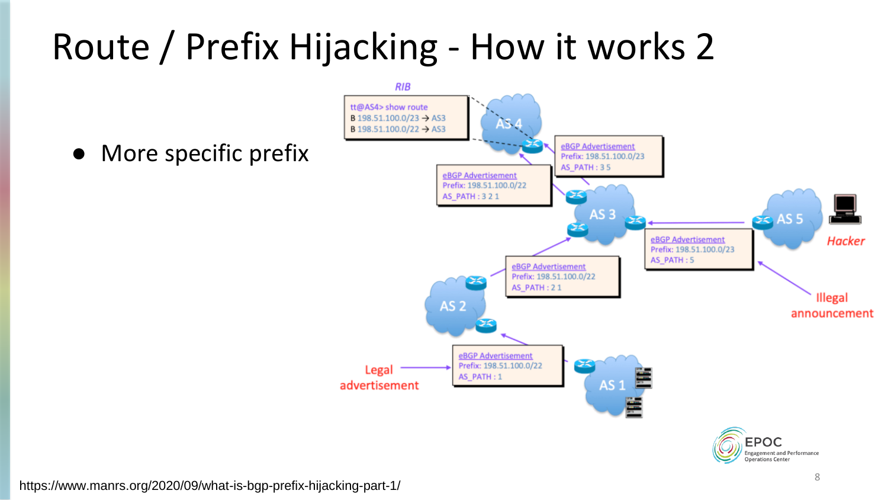# Route / Prefix Hijacking - How it works 2

- More specific prefix

RIB

```
tt@AS4> show route
B 198.51.100.0/23 → AS3
B 198.51.100.0/22 → AS3
```

eBGP Advertisement
Prefix: 198.51.100.0/23
AS_PATH : 3 5

eBGP Advertisement
Prefix: 198.51.100.0/22
AS_PATH : 3 2 1

eBGP Advertisement
Prefix: 198.51.100.0/23
AS_PATH : 5

eBGP Advertisement
Prefix: 198.51.100.0/22
AS_PATH : 2 1

eBGP Advertisement
Prefix: 198.51.100.0/22
AS_PATH : 1

AS 4, AS 3, AS 5, AS 2, AS 1

Hacker

Illegal announcement

Legal advertisement

https://www.manrs.org/2020/09/what-is-bgp-prefix-hijacking-part-1/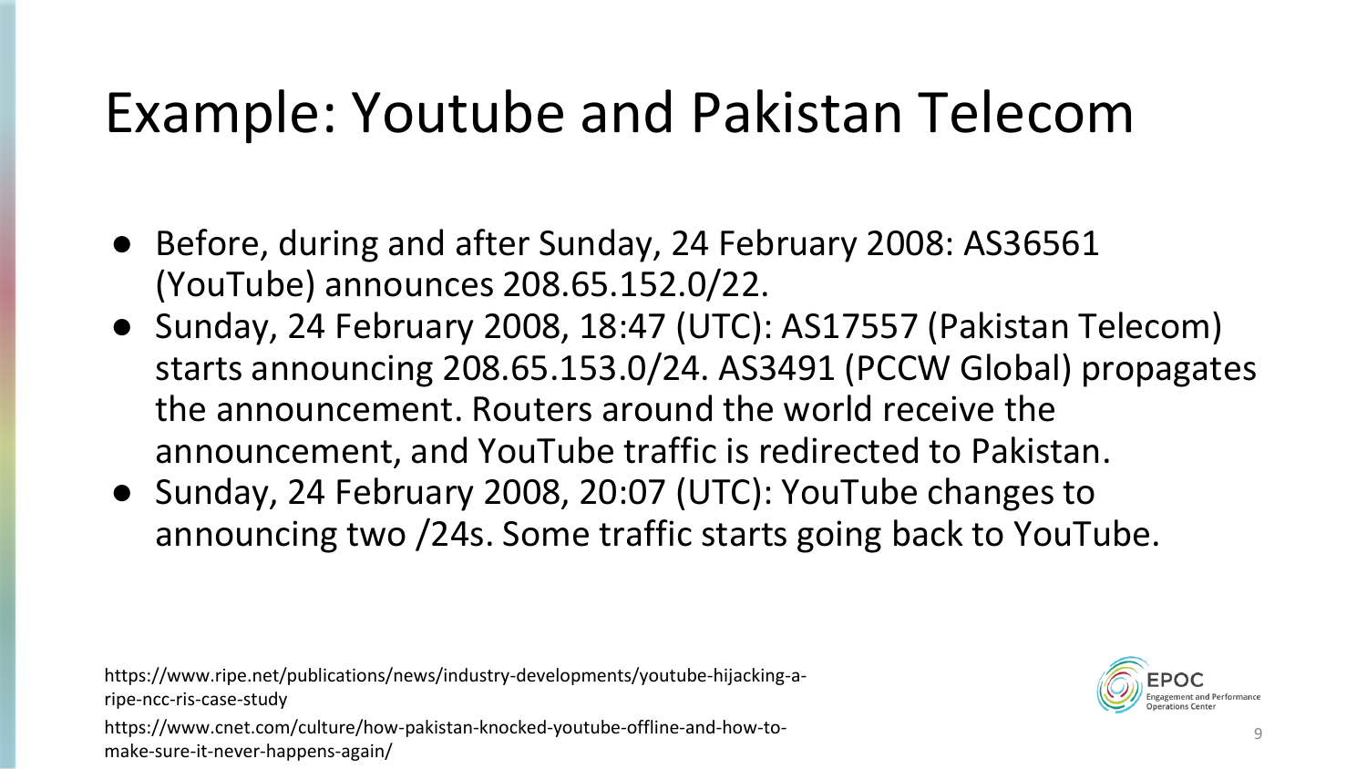# Example: Youtube and Pakistan Telecom

- Before, during and after Sunday, 24 February 2008: AS36561 (YouTube) announces 208.65.152.0/22.
- Sunday, 24 February 2008, 18:47 (UTC): AS17557 (Pakistan Telecom) starts announcing 208.65.153.0/24. AS3491 (PCCW Global) propagates the announcement. Routers around the world receive the announcement, and YouTube traffic is redirected to Pakistan.
- Sunday, 24 February 2008, 20:07 (UTC): YouTube changes to announcing two /24s. Some traffic starts going back to YouTube.

https://www.ripe.net/publications/news/industry-developments/youtube-hijacking-a-ripe-ncc-ris-case-study

https://www.cnet.com/culture/how-pakistan-knocked-youtube-offline-and-how-to-make-sure-it-never-happens-again/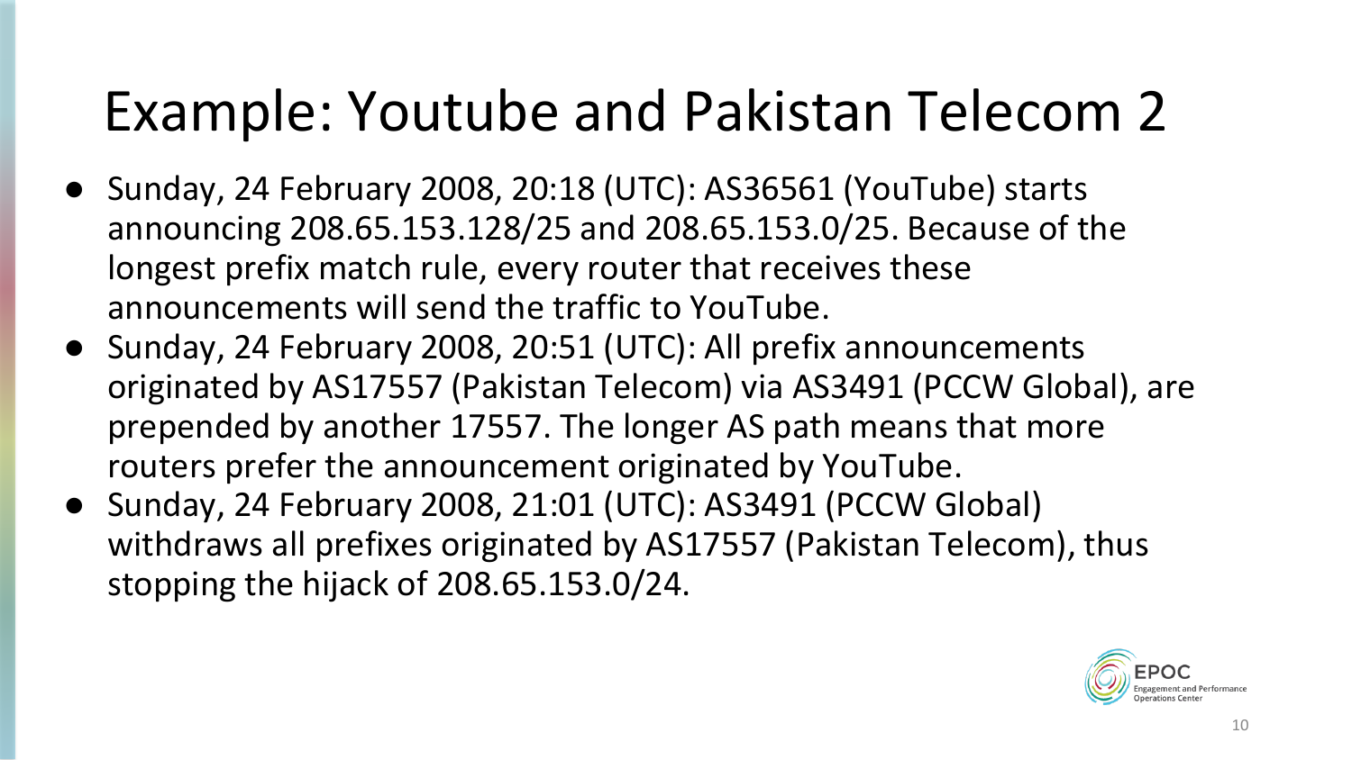# Example: Youtube and Pakistan Telecom 2

- Sunday, 24 February 2008, 20:18 (UTC): AS36561 (YouTube) starts announcing 208.65.153.128/25 and 208.65.153.0/25. Because of the longest prefix match rule, every router that receives these announcements will send the traffic to YouTube.
- Sunday, 24 February 2008, 20:51 (UTC): All prefix announcements originated by AS17557 (Pakistan Telecom) via AS3491 (PCCW Global), are prepended by another 17557. The longer AS path means that more routers prefer the announcement originated by YouTube.
- Sunday, 24 February 2008, 21:01 (UTC): AS3491 (PCCW Global) withdraws all prefixes originated by AS17557 (Pakistan Telecom), thus stopping the hijack of 208.65.153.0/24.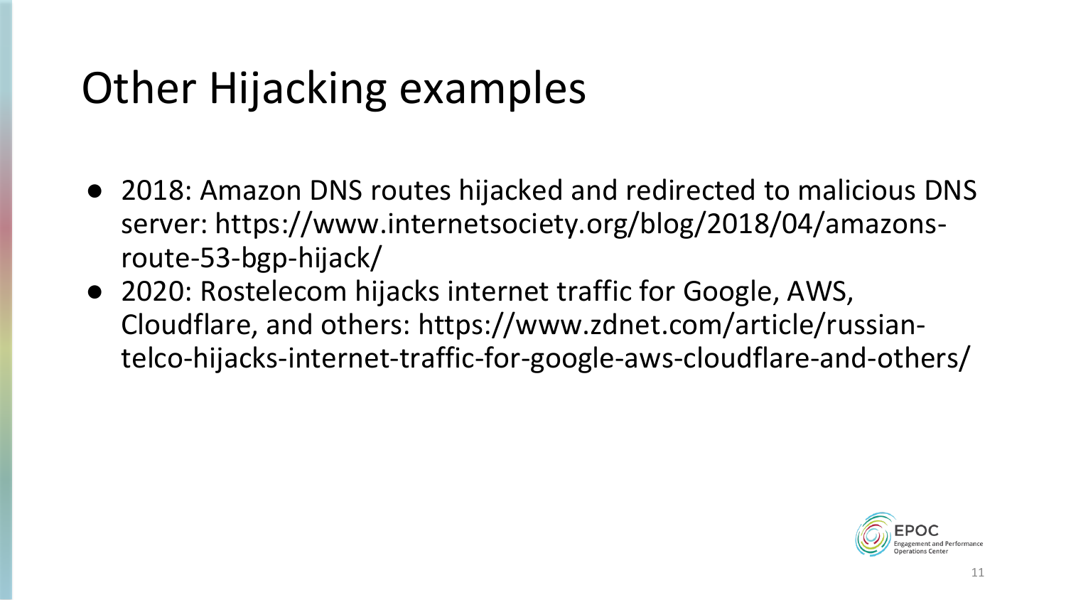# Other Hijacking examples

- 2018: Amazon DNS routes hijacked and redirected to malicious DNS server: https://www.internetsociety.org/blog/2018/04/amazons-route-53-bgp-hijack/
- 2020: Rostelecom hijacks internet traffic for Google, AWS, Cloudflare, and others: https://www.zdnet.com/article/russian-telco-hijacks-internet-traffic-for-google-aws-cloudflare-and-others/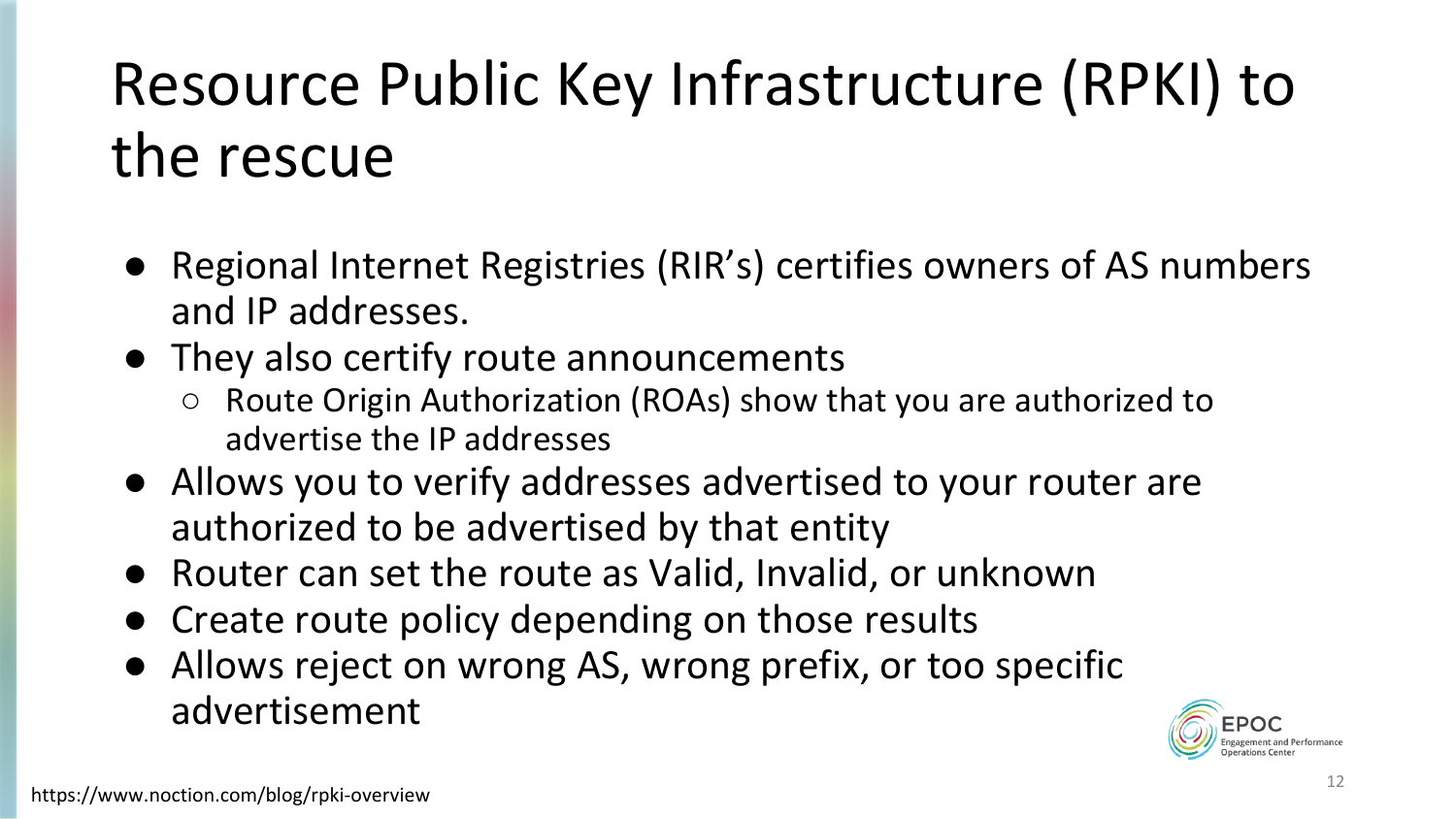# Resource Public Key Infrastructure (RPKI) to the rescue

- Regional Internet Registries (RIR's) certifies owners of AS numbers and IP addresses.
- They also certify route announcements
  - Route Origin Authorization (ROAs) show that you are authorized to advertise the IP addresses
- Allows you to verify addresses advertised to your router are authorized to be advertised by that entity
- Router can set the route as Valid, Invalid, or unknown
- Create route policy depending on those results
- Allows reject on wrong AS, wrong prefix, or too specific advertisement

https://www.noction.com/blog/rpki-overview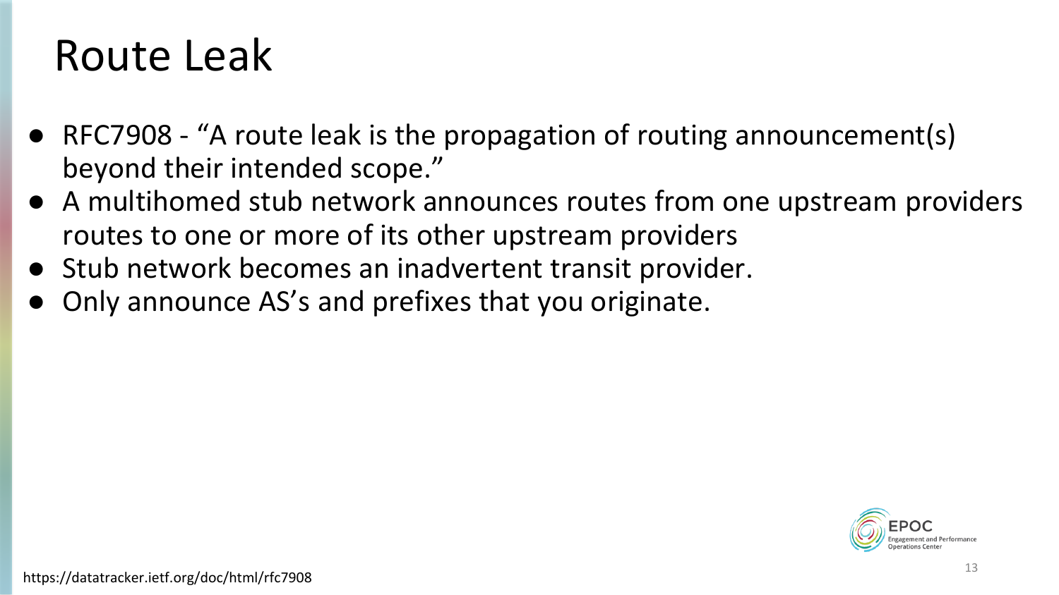# Route Leak

- RFC7908 - “A route leak is the propagation of routing announcement(s) beyond their intended scope.”
- A multihomed stub network announces routes from one upstream providers routes to one or more of its other upstream providers
- Stub network becomes an inadvertent transit provider.
- Only announce AS’s and prefixes that you originate.

https://datatracker.ietf.org/doc/html/rfc7908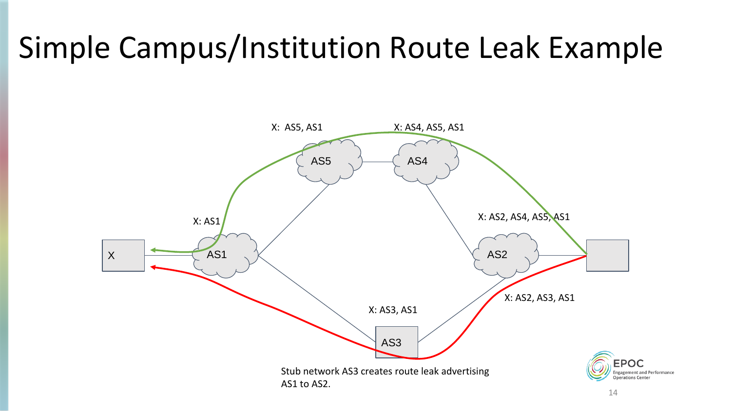# Simple Campus/Institution Route Leak Example

X: AS5, AS1

X: AS4, AS5, AS1

AS5

AS4

X: AS1

X: AS2, AS4, AS5, AS1

X

AS1

AS2

X: AS2, AS3, AS1

X: AS3, AS1

AS3

Stub network AS3 creates route leak advertising AS1 to AS2.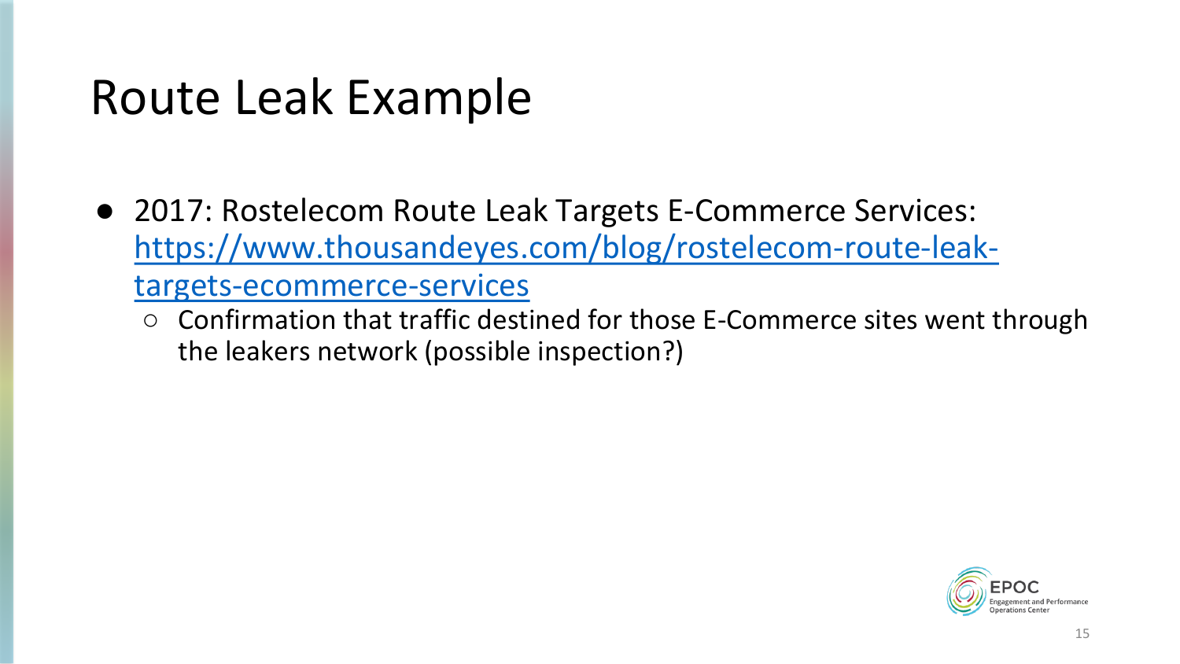# Route Leak Example

- 2017: Rostelecom Route Leak Targets E-Commerce Services: [https://www.thousandeyes.com/blog/rostelecom-route-leak-targets-ecommerce-services](https://www.thousandeyes.com/blog/rostelecom-route-leak-targets-ecommerce-services)
  - Confirmation that traffic destined for those E-Commerce sites went through the leakers network (possible inspection?)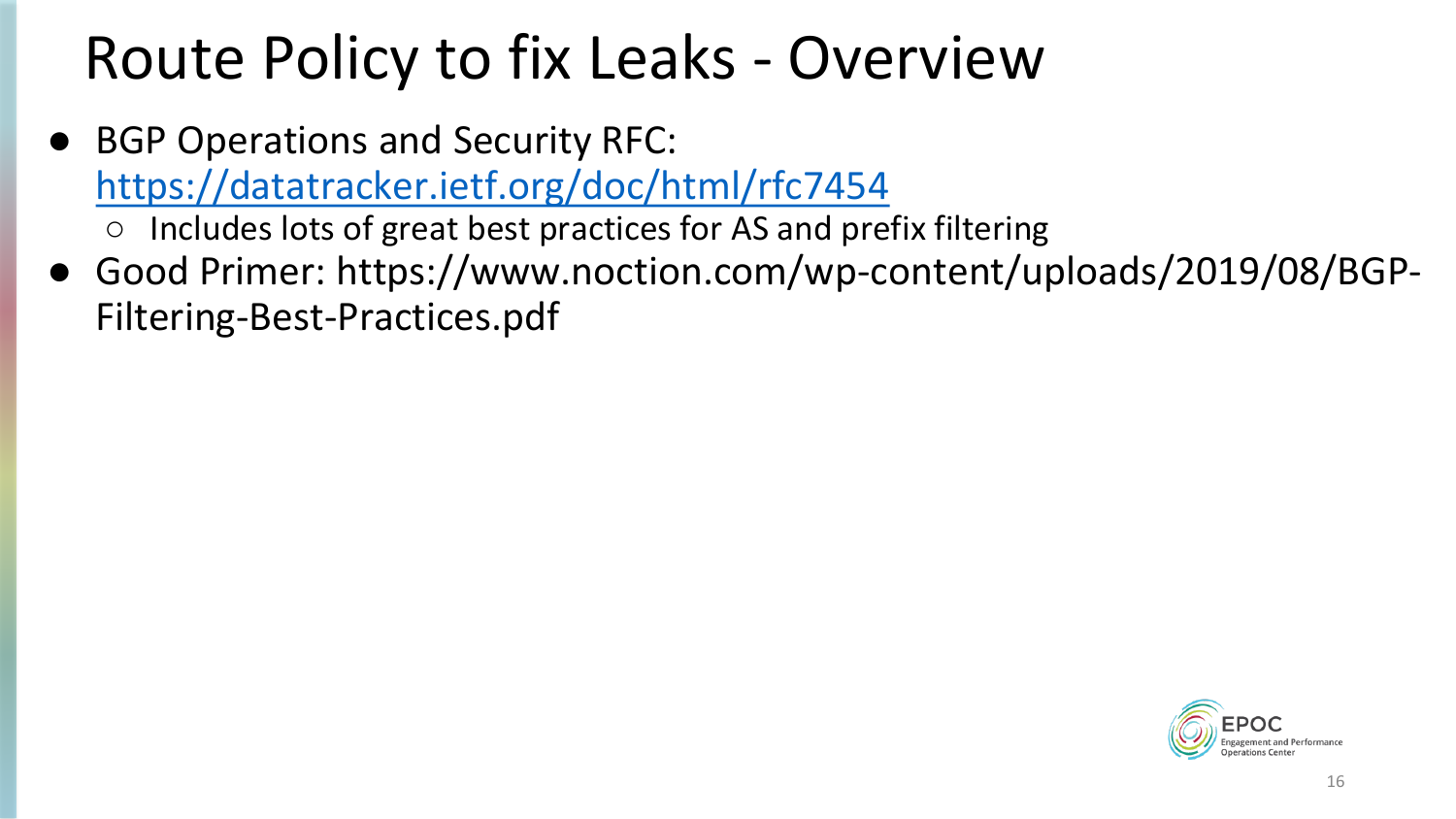# Route Policy to fix Leaks - Overview

- BGP Operations and Security RFC: [https://datatracker.ietf.org/doc/html/rfc7454](https://datatracker.ietf.org/doc/html/rfc7454)
  - Includes lots of great best practices for AS and prefix filtering
- Good Primer: https://www.noction.com/wp-content/uploads/2019/08/BGP-Filtering-Best-Practices.pdf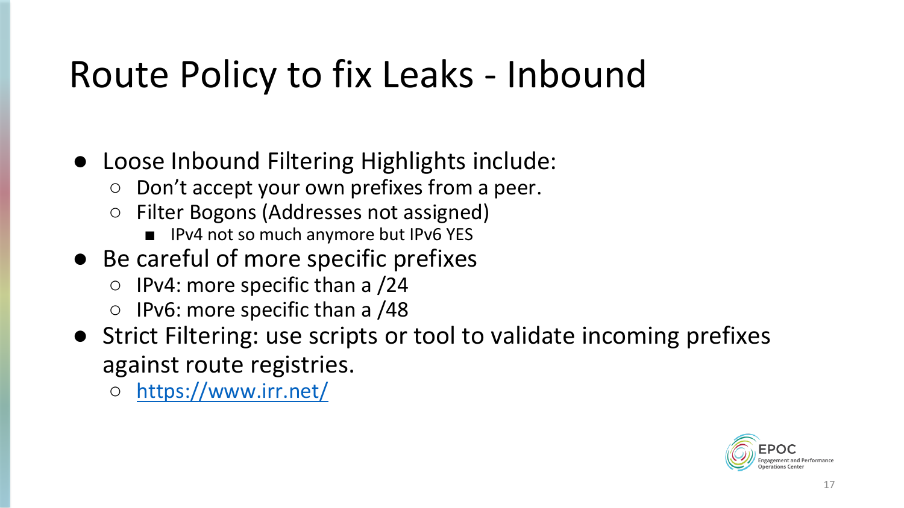# Route Policy to fix Leaks - Inbound

- Loose Inbound Filtering Highlights include:
  - Don't accept your own prefixes from a peer.
  - Filter Bogons (Addresses not assigned)
    - IPv4 not so much anymore but IPv6 YES
- Be careful of more specific prefixes
  - IPv4: more specific than a /24
  - IPv6: more specific than a /48
- Strict Filtering: use scripts or tool to validate incoming prefixes against route registries.
  - [https://www.irr.net/](https://www.irr.net/)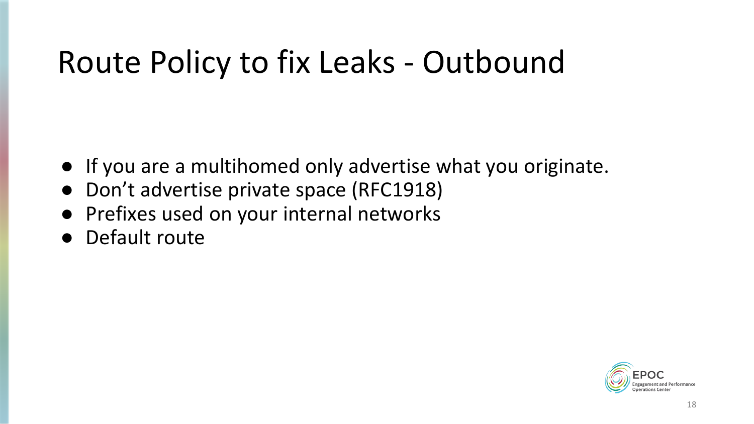# Route Policy to fix Leaks - Outbound

- If you are a multihomed only advertise what you originate.
- Don’t advertise private space (RFC1918)
- Prefixes used on your internal networks
- Default route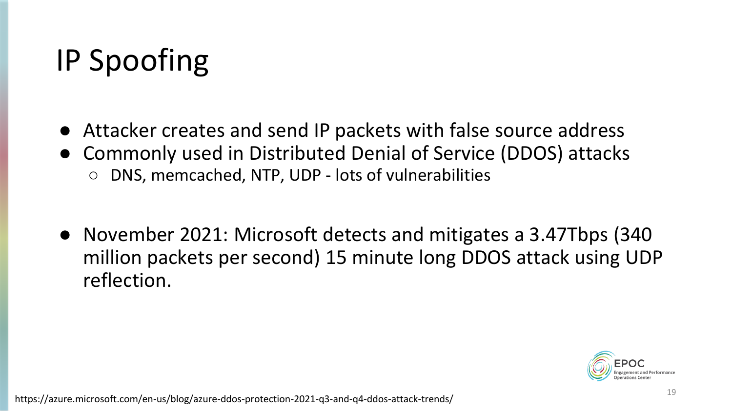# IP Spoofing

- Attacker creates and send IP packets with false source address
- Commonly used in Distributed Denial of Service (DDOS) attacks
  - DNS, memcached, NTP, UDP - lots of vulnerabilities

- November 2021: Microsoft detects and mitigates a 3.47Tbps (340 million packets per second) 15 minute long DDOS attack using UDP reflection.

https://azure.microsoft.com/en-us/blog/azure-ddos-protection-2021-q3-and-q4-ddos-attack-trends/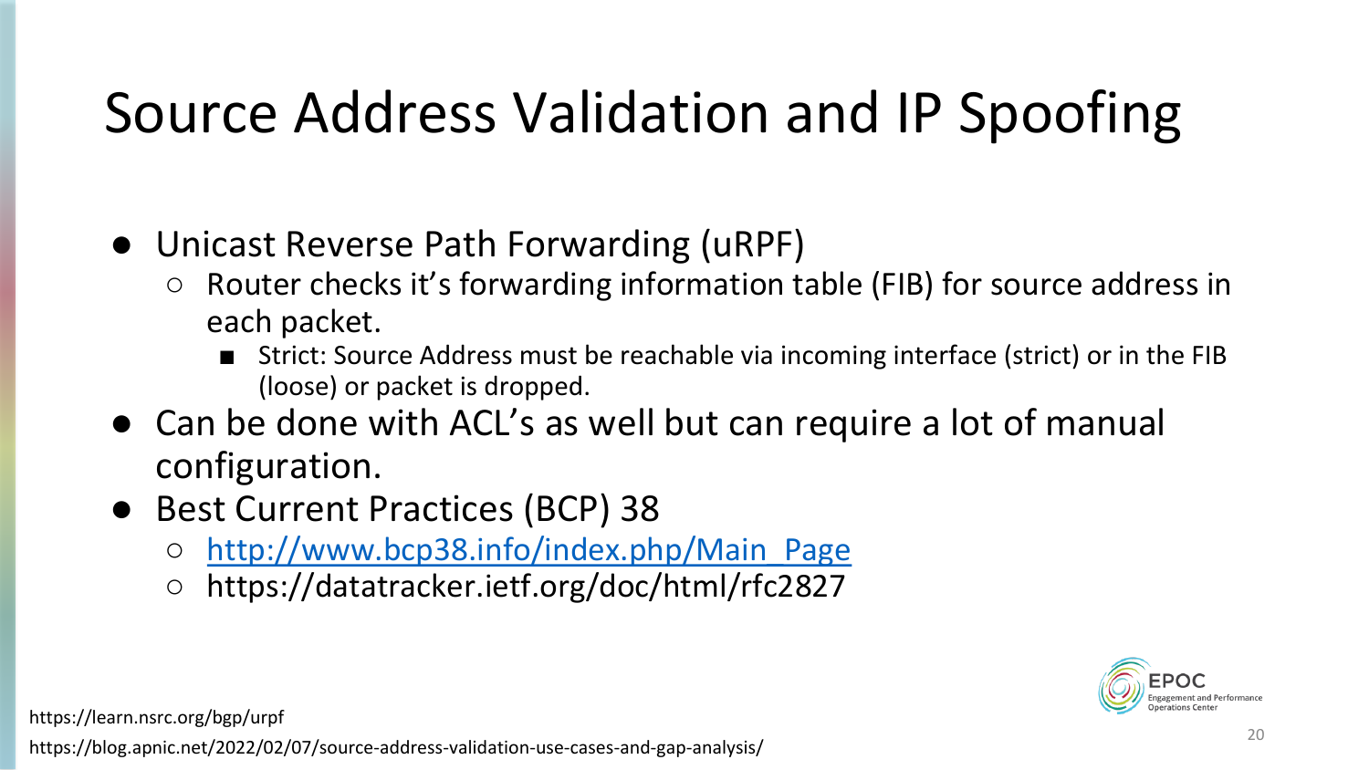# Source Address Validation and IP Spoofing

- Unicast Reverse Path Forwarding (uRPF)
  - Router checks it's forwarding information table (FIB) for source address in each packet.
    - Strict: Source Address must be reachable via incoming interface (strict) or in the FIB (loose) or packet is dropped.
- Can be done with ACL's as well but can require a lot of manual configuration.
- Best Current Practices (BCP) 38
  - [http://www.bcp38.info/index.php/Main_Page](http://www.bcp38.info/index.php/Main_Page)
  - https://datatracker.ietf.org/doc/html/rfc2827

https://learn.nsrc.org/bgp/urpf

https://blog.apnic.net/2022/02/07/source-address-validation-use-cases-and-gap-analysis/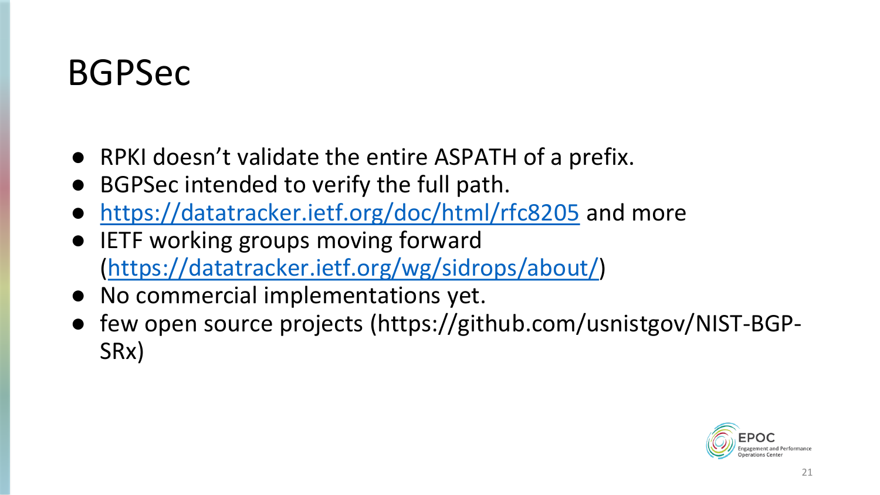# BGPSec

- RPKI doesn't validate the entire ASPATH of a prefix.
- BGPSec intended to verify the full path.
- [https://datatracker.ietf.org/doc/html/rfc8205](https://datatracker.ietf.org/doc/html/rfc8205) and more
- IETF working groups moving forward ([https://datatracker.ietf.org/wg/sidrops/about/](https://datatracker.ietf.org/wg/sidrops/about/))
- No commercial implementations yet.
- few open source projects (https://github.com/usnistgov/NIST-BGP-SRx)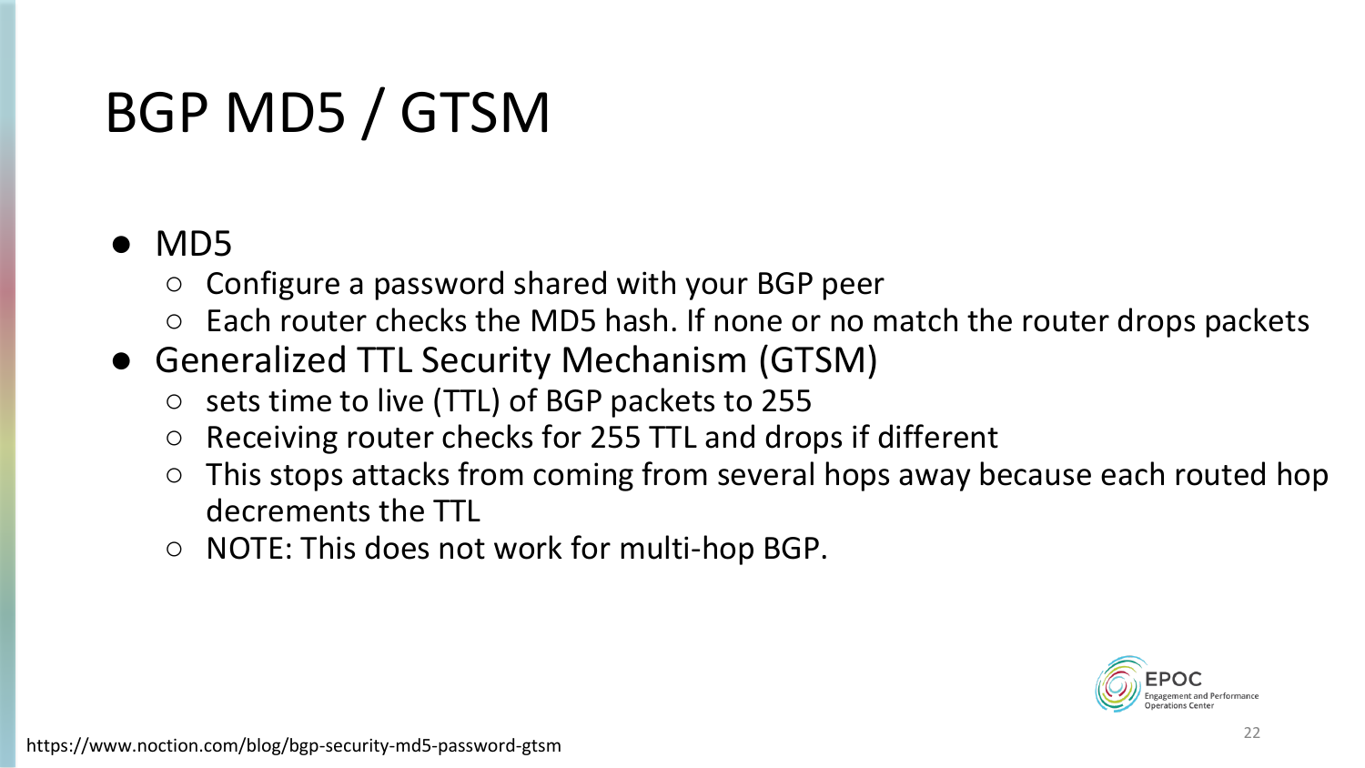# BGP MD5 / GTSM

- MD5
  - Configure a password shared with your BGP peer
  - Each router checks the MD5 hash. If none or no match the router drops packets
- Generalized TTL Security Mechanism (GTSM)
  - sets time to live (TTL) of BGP packets to 255
  - Receiving router checks for 255 TTL and drops if different
  - This stops attacks from coming from several hops away because each routed hop decrements the TTL
  - NOTE: This does not work for multi-hop BGP.

https://www.noction.com/blog/bgp-security-md5-password-gtsm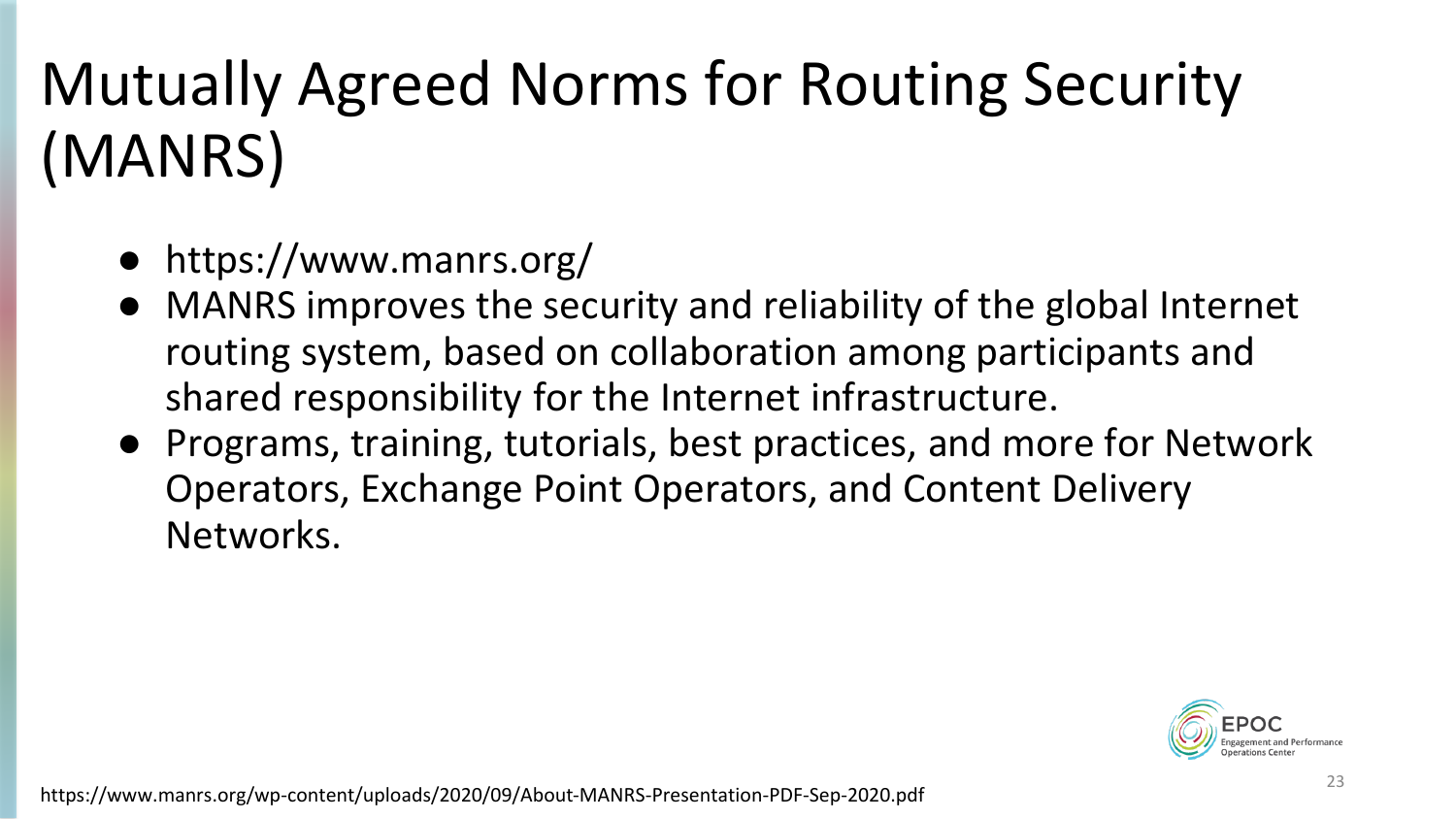# Mutually Agreed Norms for Routing Security (MANRS)

- https://www.manrs.org/
- MANRS improves the security and reliability of the global Internet routing system, based on collaboration among participants and shared responsibility for the Internet infrastructure.
- Programs, training, tutorials, best practices, and more for Network Operators, Exchange Point Operators, and Content Delivery Networks.

https://www.manrs.org/wp-content/uploads/2020/09/About-MANRS-Presentation-PDF-Sep-2020.pdf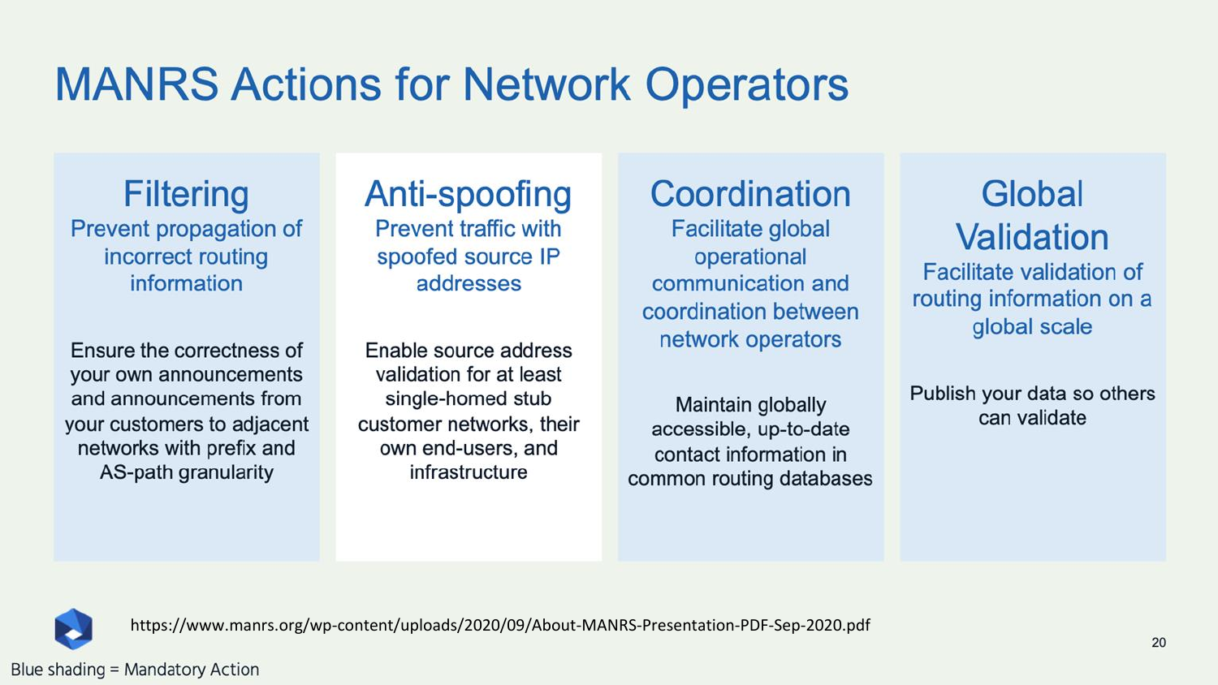# MANRS Actions for Network Operators

## Filtering

Prevent propagation of incorrect routing information

Ensure the correctness of your own announcements and announcements from your customers to adjacent networks with prefix and AS-path granularity

## Anti-spoofing

Prevent traffic with spoofed source IP addresses

Enable source address validation for at least single-homed stub customer networks, their own end-users, and infrastructure

## Coordination

Facilitate global operational communication and coordination between network operators

Maintain globally accessible, up-to-date contact information in common routing databases

## Global Validation

Facilitate validation of routing information on a global scale

Publish your data so others can validate

https://www.manrs.org/wp-content/uploads/2020/09/About-MANRS-Presentation-PDF-Sep-2020.pdf

Blue shading = Mandatory Action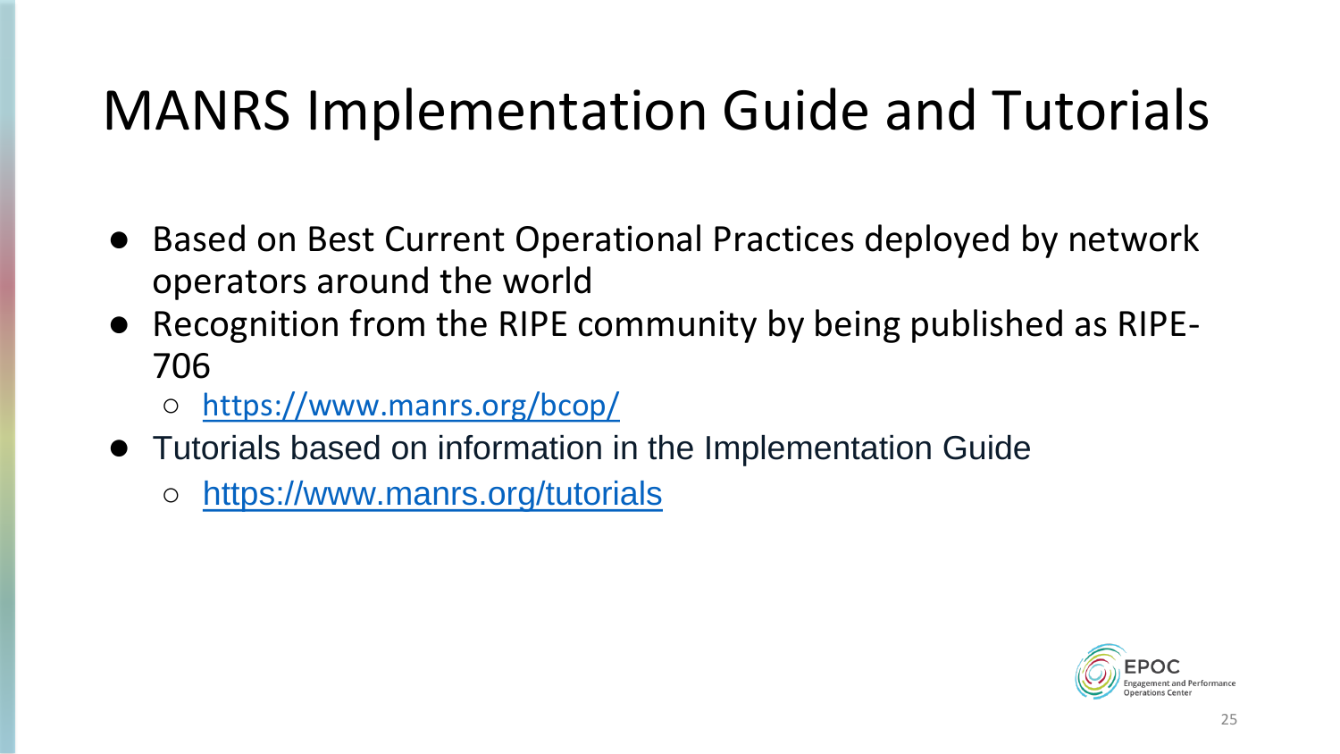# MANRS Implementation Guide and Tutorials

- Based on Best Current Operational Practices deployed by network operators around the world
- Recognition from the RIPE community by being published as RIPE-706
  - https://www.manrs.org/bcop/
- Tutorials based on information in the Implementation Guide
  - https://www.manrs.org/tutorials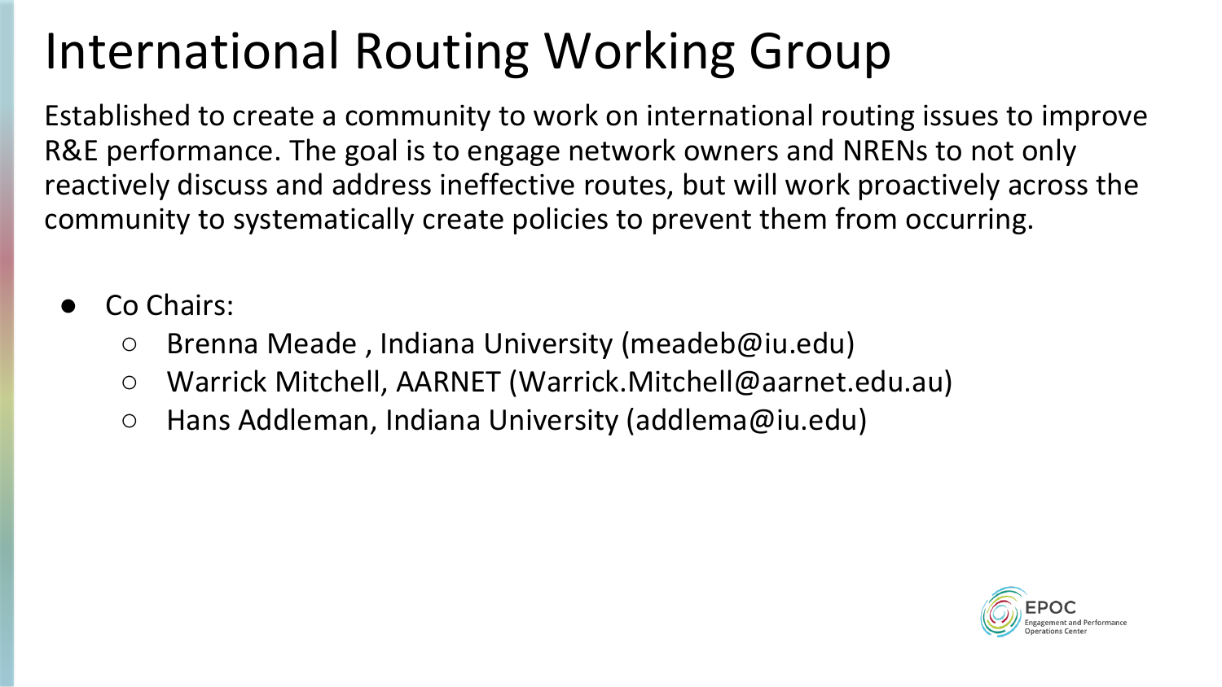# International Routing Working Group

Established to create a community to work on international routing issues to improve R&E performance. The goal is to engage network owners and NRENs to not only reactively discuss and address ineffective routes, but will work proactively across the community to systematically create policies to prevent them from occurring.

- Co Chairs:
  - Brenna Meade , Indiana University (meadeb@iu.edu)
  - Warrick Mitchell, AARNET (Warrick.Mitchell@aarnet.edu.au)
  - Hans Addleman, Indiana University (addlema@iu.edu)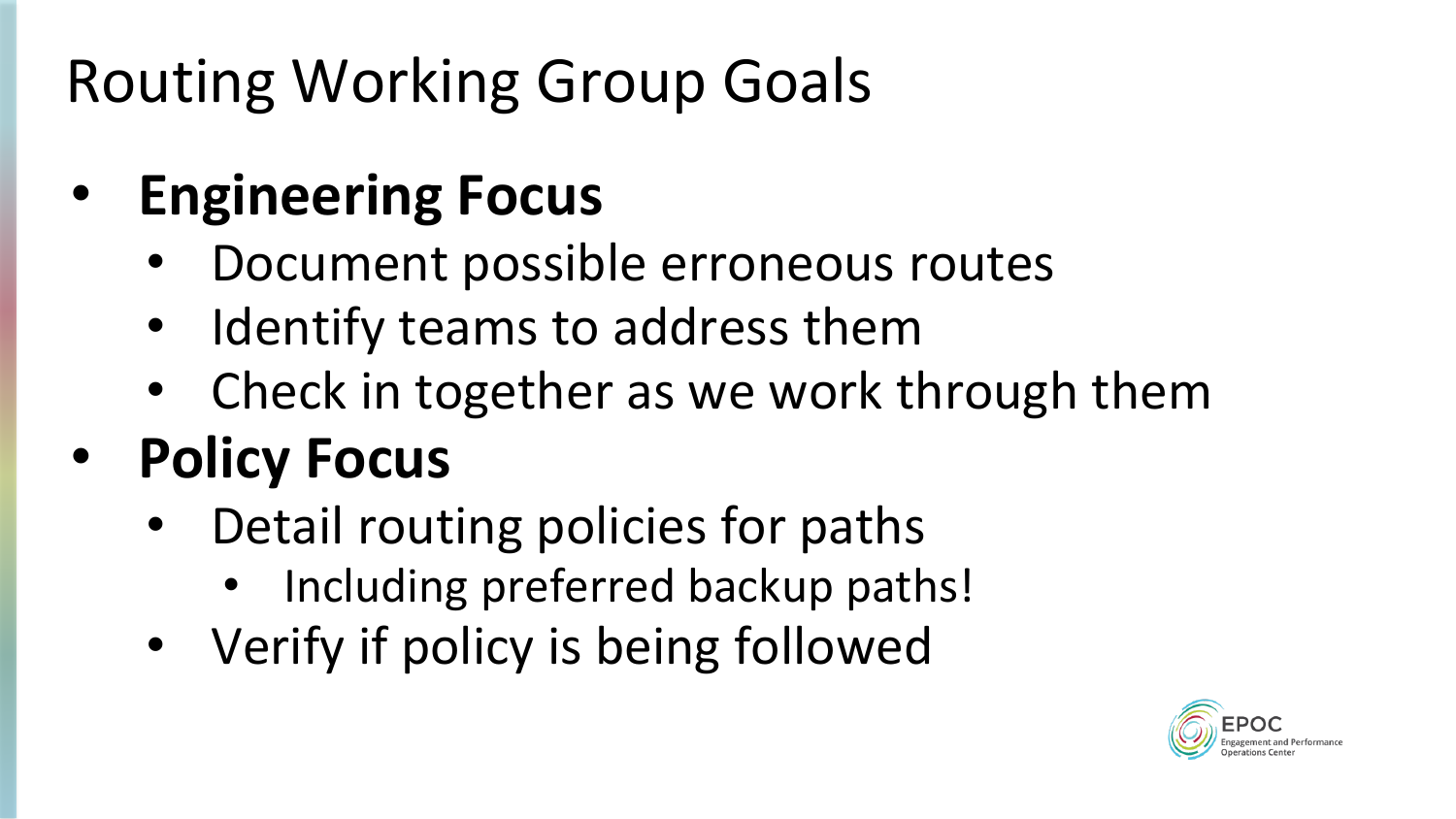# Routing Working Group Goals

- **Engineering Focus**
  - Document possible erroneous routes
  - Identify teams to address them
  - Check in together as we work through them
- **Policy Focus**
  - Detail routing policies for paths
    - Including preferred backup paths!
  - Verify if policy is being followed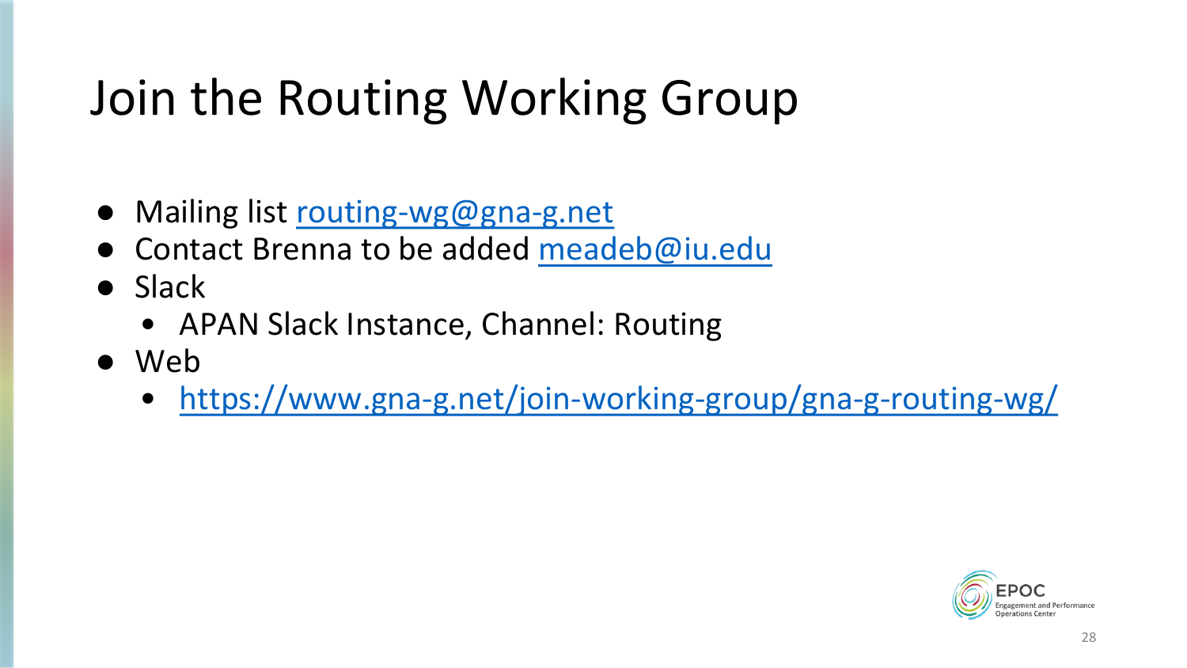# Join the Routing Working Group

- Mailing list routing-wg@gna-g.net
- Contact Brenna to be added meadeb@iu.edu
- Slack
  - APAN Slack Instance, Channel: Routing
- Web
  - https://www.gna-g.net/join-working-group/gna-g-routing-wg/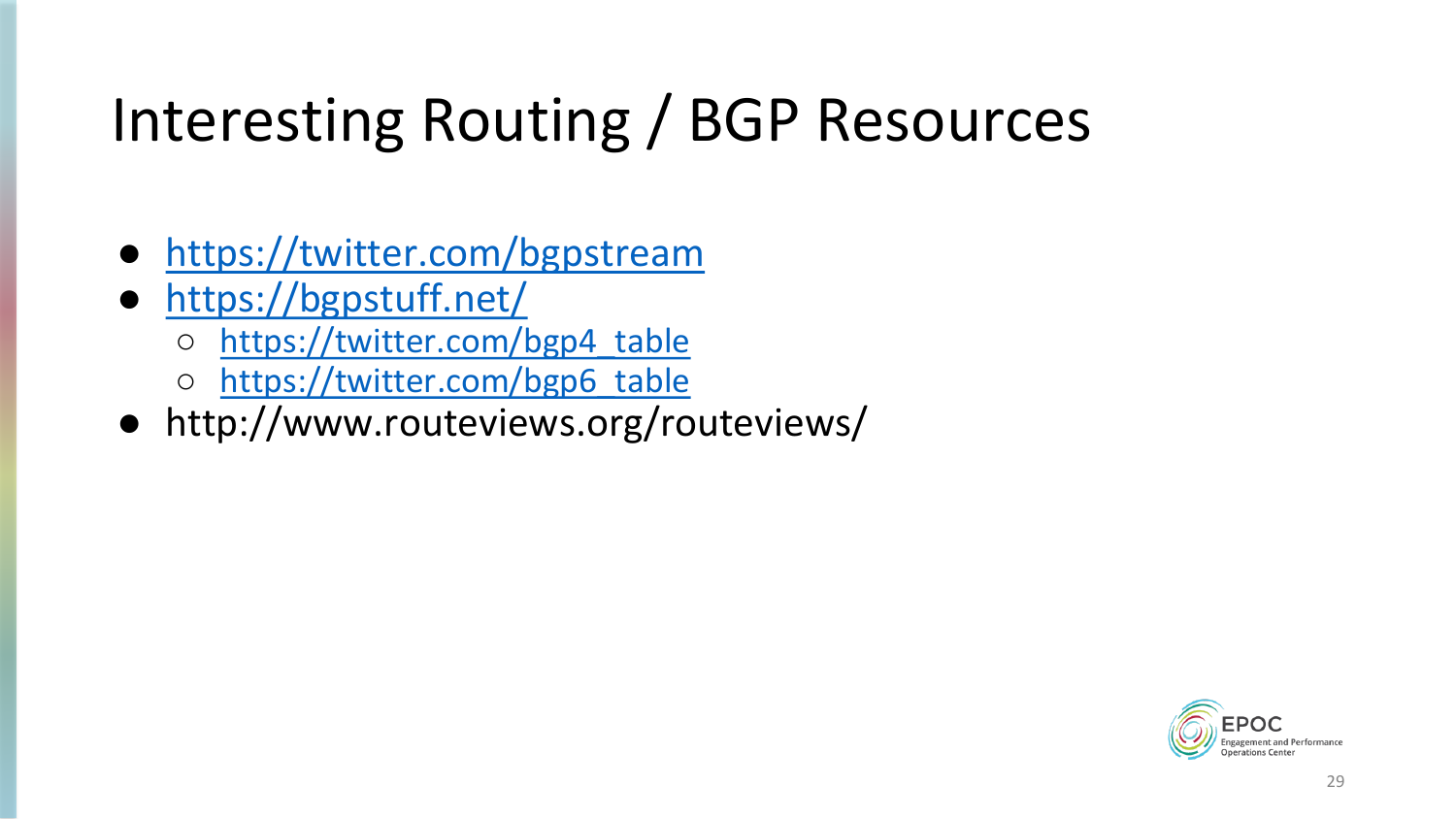# Interesting Routing / BGP Resources

- https://twitter.com/bgpstream
- https://bgpstuff.net/
  - https://twitter.com/bgp4_table
  - https://twitter.com/bgp6_table
- http://www.routeviews.org/routeviews/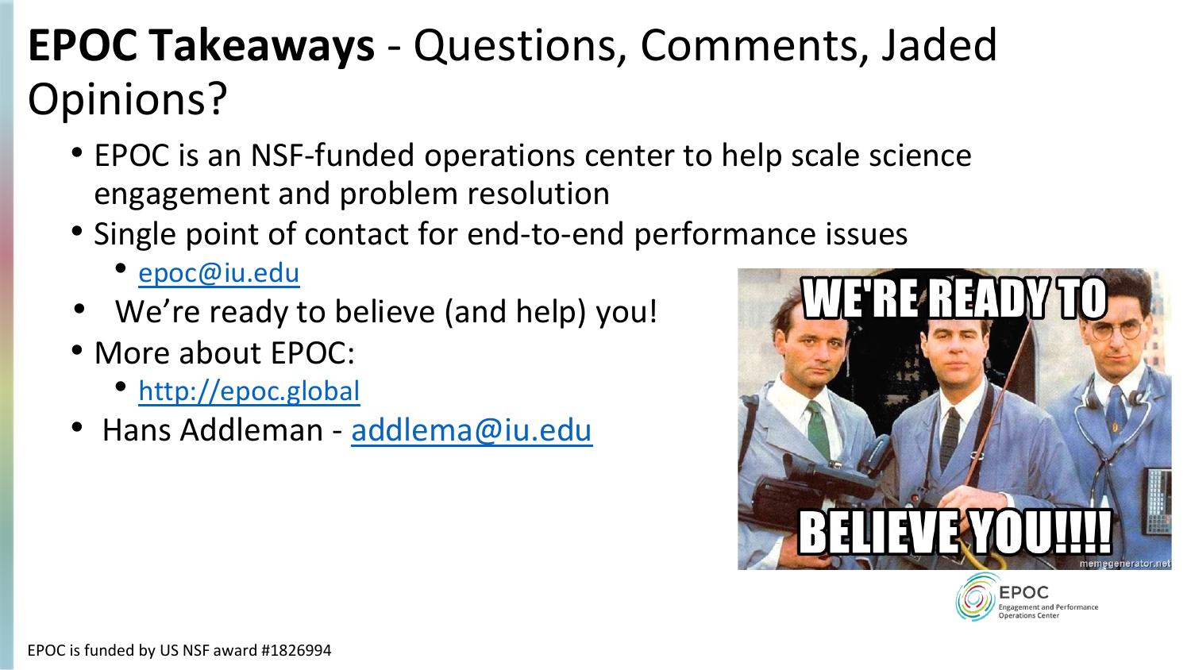# **EPOC Takeaways** - Questions, Comments, Jaded Opinions?

- EPOC is an NSF-funded operations center to help scale science engagement and problem resolution
- Single point of contact for end-to-end performance issues
  - epoc@iu.edu
- We're ready to believe (and help) you!
- More about EPOC:
  - http://epoc.global
- Hans Addleman - addlema@iu.edu

EPOC is funded by US NSF award #1826994